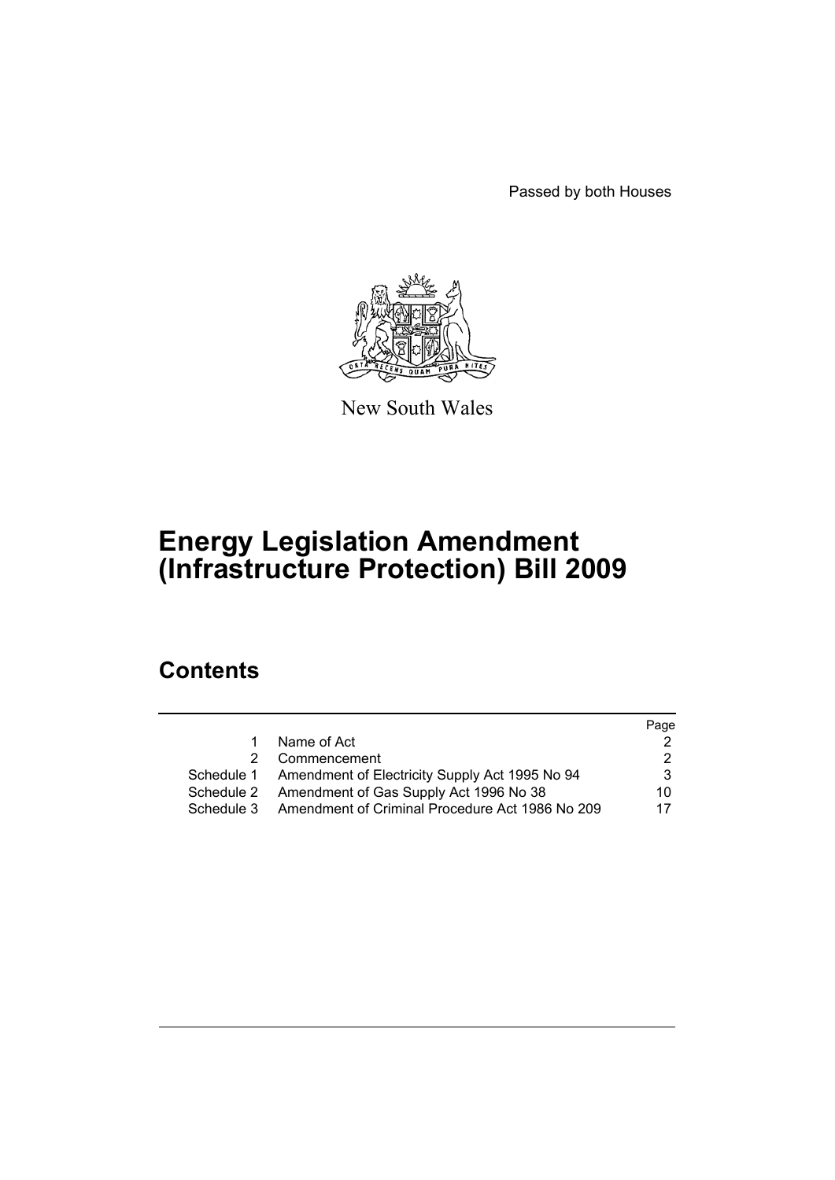Passed by both Houses

New South Wales

# Energy Legislation Amendment (Infrastructure Protection) Bill 2009

## Contents

| | | Page |
|---|---|---|
| 1 | Name of Act | 2 |
| 2 | Commencement | 2 |
| Schedule 1 | Amendment of Electricity Supply Act 1995 No 94 | 3 |
| Schedule 2 | Amendment of Gas Supply Act 1996 No 38 | 10 |
| Schedule 3 | Amendment of Criminal Procedure Act 1986 No 209 | 17 |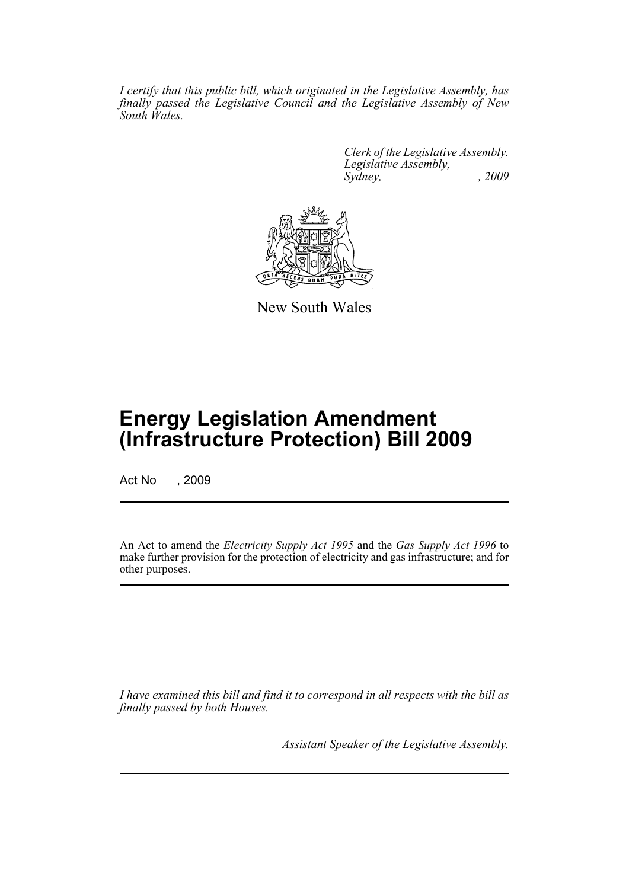*I certify that this public bill, which originated in the Legislative Assembly, has finally passed the Legislative Council and the Legislative Assembly of New South Wales.*

*Clerk of the Legislative Assembly.*
*Legislative Assembly,*
*Sydney, , 2009*

New South Wales

# Energy Legislation Amendment (Infrastructure Protection) Bill 2009

Act No , 2009

An Act to amend the *Electricity Supply Act 1995* and the *Gas Supply Act 1996* to make further provision for the protection of electricity and gas infrastructure; and for other purposes.

*I have examined this bill and find it to correspond in all respects with the bill as finally passed by both Houses.*

*Assistant Speaker of the Legislative Assembly.*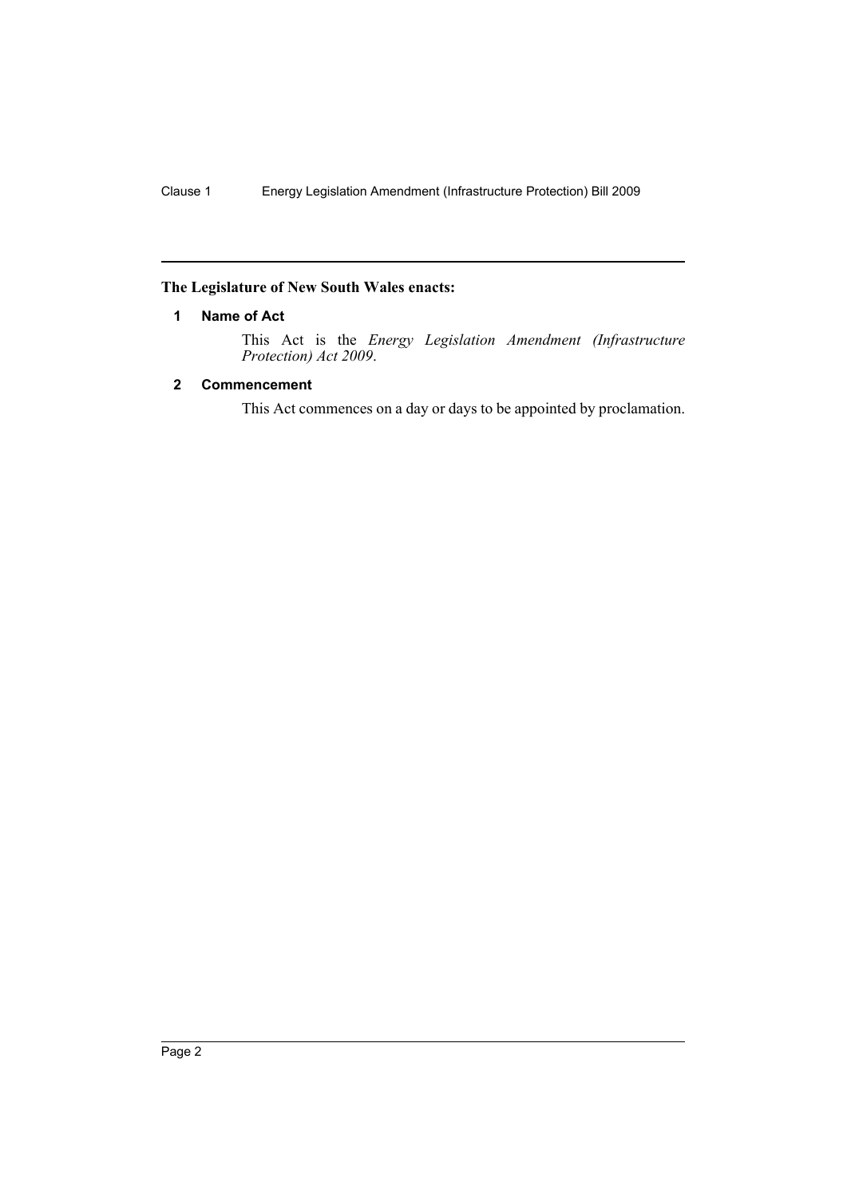**The Legislature of New South Wales enacts:**

## 1 Name of Act

This Act is the *Energy Legislation Amendment (Infrastructure Protection) Act 2009*.

## 2 Commencement

This Act commences on a day or days to be appointed by proclamation.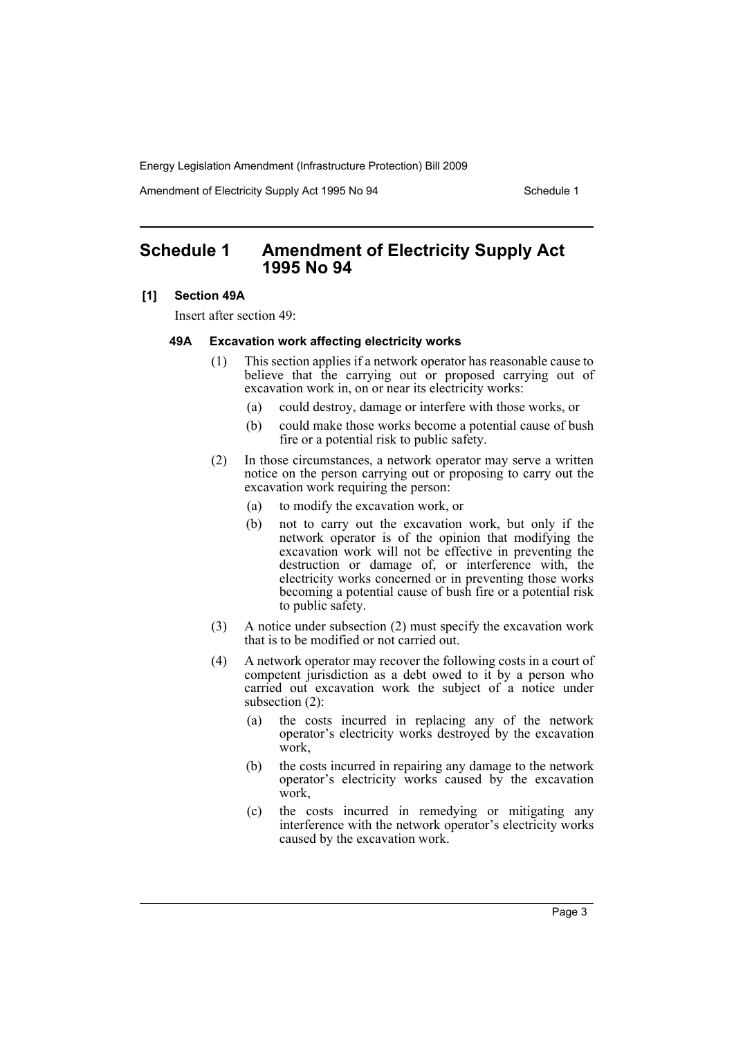# Schedule 1 Amendment of Electricity Supply Act 1995 No 94

**[1] Section 49A**

Insert after section 49:

**49A Excavation work affecting electricity works**

(1) This section applies if a network operator has reasonable cause to believe that the carrying out or proposed carrying out of excavation work in, on or near its electricity works:

  (a) could destroy, damage or interfere with those works, or

  (b) could make those works become a potential cause of bush fire or a potential risk to public safety.

(2) In those circumstances, a network operator may serve a written notice on the person carrying out or proposing to carry out the excavation work requiring the person:

  (a) to modify the excavation work, or

  (b) not to carry out the excavation work, but only if the network operator is of the opinion that modifying the excavation work will not be effective in preventing the destruction or damage of, or interference with, the electricity works concerned or in preventing those works becoming a potential cause of bush fire or a potential risk to public safety.

(3) A notice under subsection (2) must specify the excavation work that is to be modified or not carried out.

(4) A network operator may recover the following costs in a court of competent jurisdiction as a debt owed to it by a person who carried out excavation work the subject of a notice under subsection (2):

  (a) the costs incurred in replacing any of the network operator's electricity works destroyed by the excavation work,

  (b) the costs incurred in repairing any damage to the network operator's electricity works caused by the excavation work,

  (c) the costs incurred in remedying or mitigating any interference with the network operator's electricity works caused by the excavation work.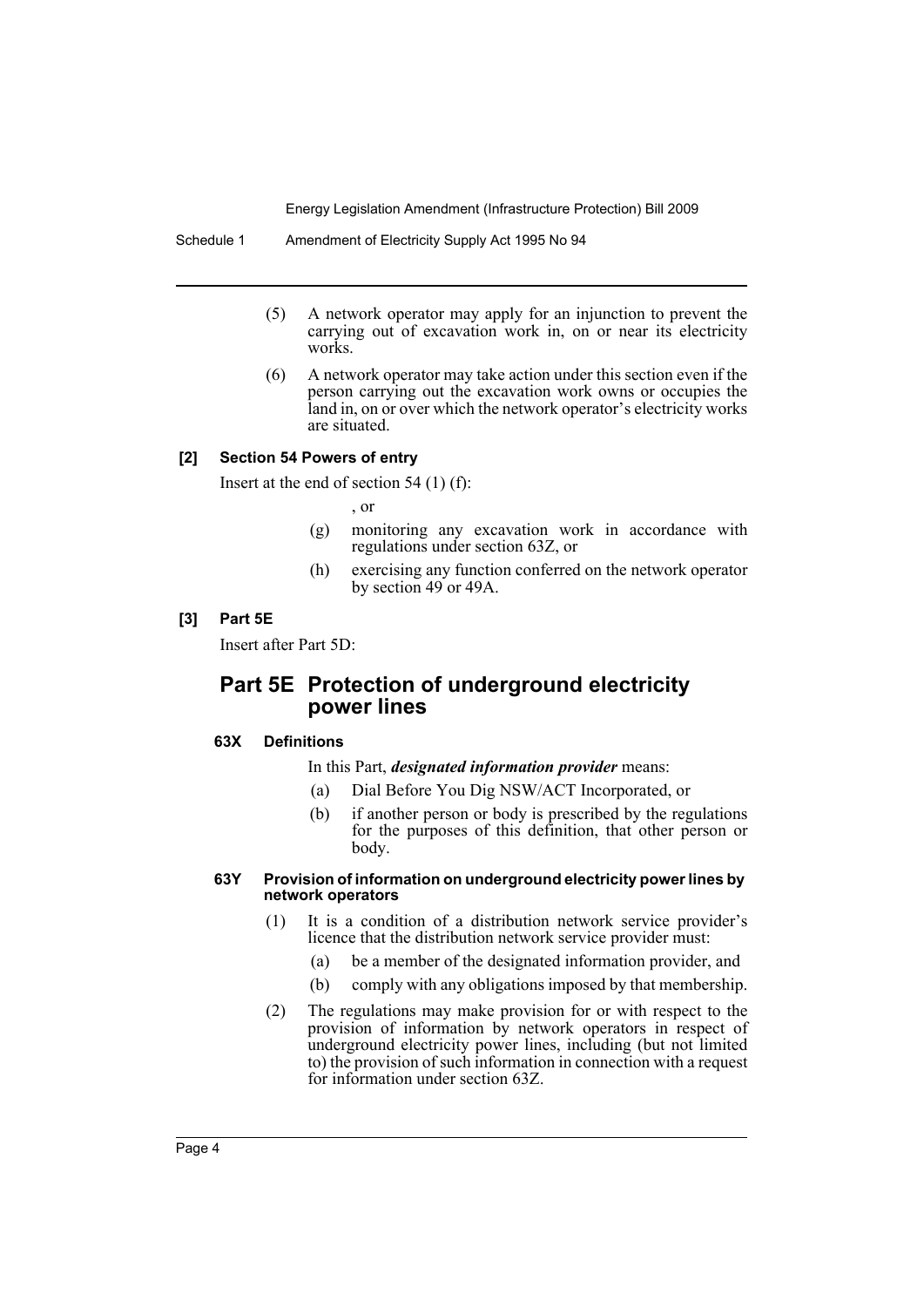(5) A network operator may apply for an injunction to prevent the carrying out of excavation work in, on or near its electricity works.

(6) A network operator may take action under this section even if the person carrying out the excavation work owns or occupies the land in, on or over which the network operator's electricity works are situated.

### [2] Section 54 Powers of entry

Insert at the end of section 54 (1) (f):

, or

(g) monitoring any excavation work in accordance with regulations under section 63Z, or

(h) exercising any function conferred on the network operator by section 49 or 49A.

### [3] Part 5E

Insert after Part 5D:

## Part 5E Protection of underground electricity power lines

#### 63X Definitions

In this Part, ***designated information provider*** means:

(a) Dial Before You Dig NSW/ACT Incorporated, or

(b) if another person or body is prescribed by the regulations for the purposes of this definition, that other person or body.

#### 63Y Provision of information on underground electricity power lines by network operators

(1) It is a condition of a distribution network service provider's licence that the distribution network service provider must:

(a) be a member of the designated information provider, and

(b) comply with any obligations imposed by that membership.

(2) The regulations may make provision for or with respect to the provision of information by network operators in respect of underground electricity power lines, including (but not limited to) the provision of such information in connection with a request for information under section 63Z.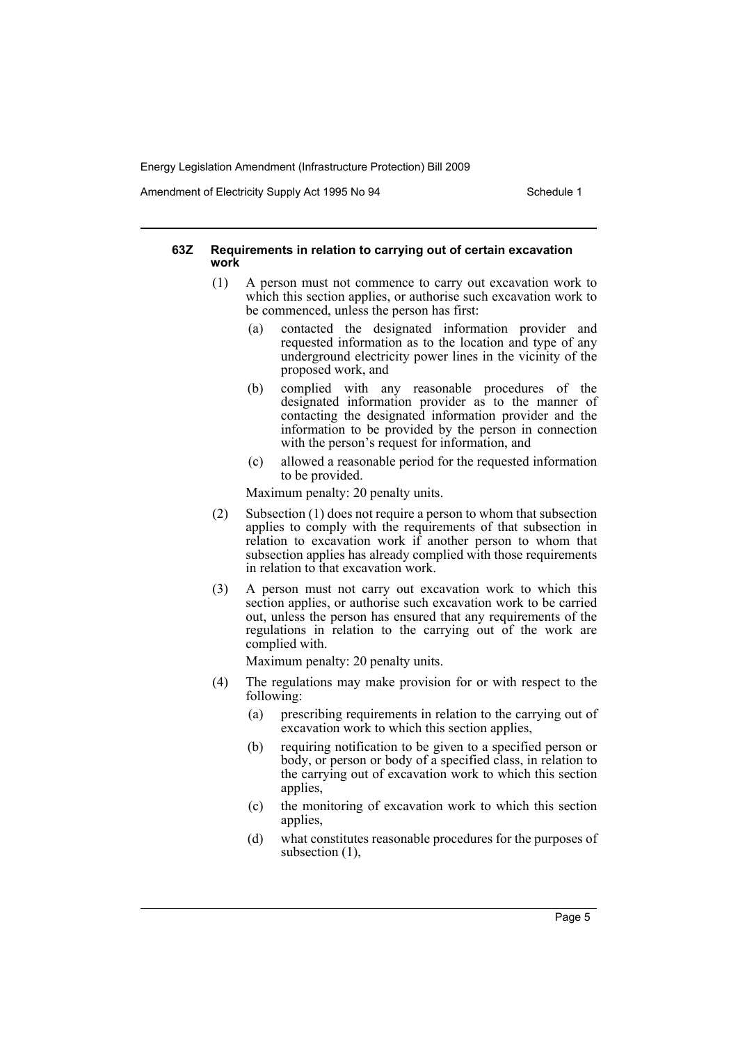#### 63Z Requirements in relation to carrying out of certain excavation work

(1) A person must not commence to carry out excavation work to which this section applies, or authorise such excavation work to be commenced, unless the person has first:

- (a) contacted the designated information provider and requested information as to the location and type of any underground electricity power lines in the vicinity of the proposed work, and
- (b) complied with any reasonable procedures of the designated information provider as to the manner of contacting the designated information provider and the information to be provided by the person in connection with the person's request for information, and
- (c) allowed a reasonable period for the requested information to be provided.

Maximum penalty: 20 penalty units.

(2) Subsection (1) does not require a person to whom that subsection applies to comply with the requirements of that subsection in relation to excavation work if another person to whom that subsection applies has already complied with those requirements in relation to that excavation work.

(3) A person must not carry out excavation work to which this section applies, or authorise such excavation work to be carried out, unless the person has ensured that any requirements of the regulations in relation to the carrying out of the work are complied with.

Maximum penalty: 20 penalty units.

(4) The regulations may make provision for or with respect to the following:

- (a) prescribing requirements in relation to the carrying out of excavation work to which this section applies,
- (b) requiring notification to be given to a specified person or body, or person or body of a specified class, in relation to the carrying out of excavation work to which this section applies,
- (c) the monitoring of excavation work to which this section applies,
- (d) what constitutes reasonable procedures for the purposes of subsection (1),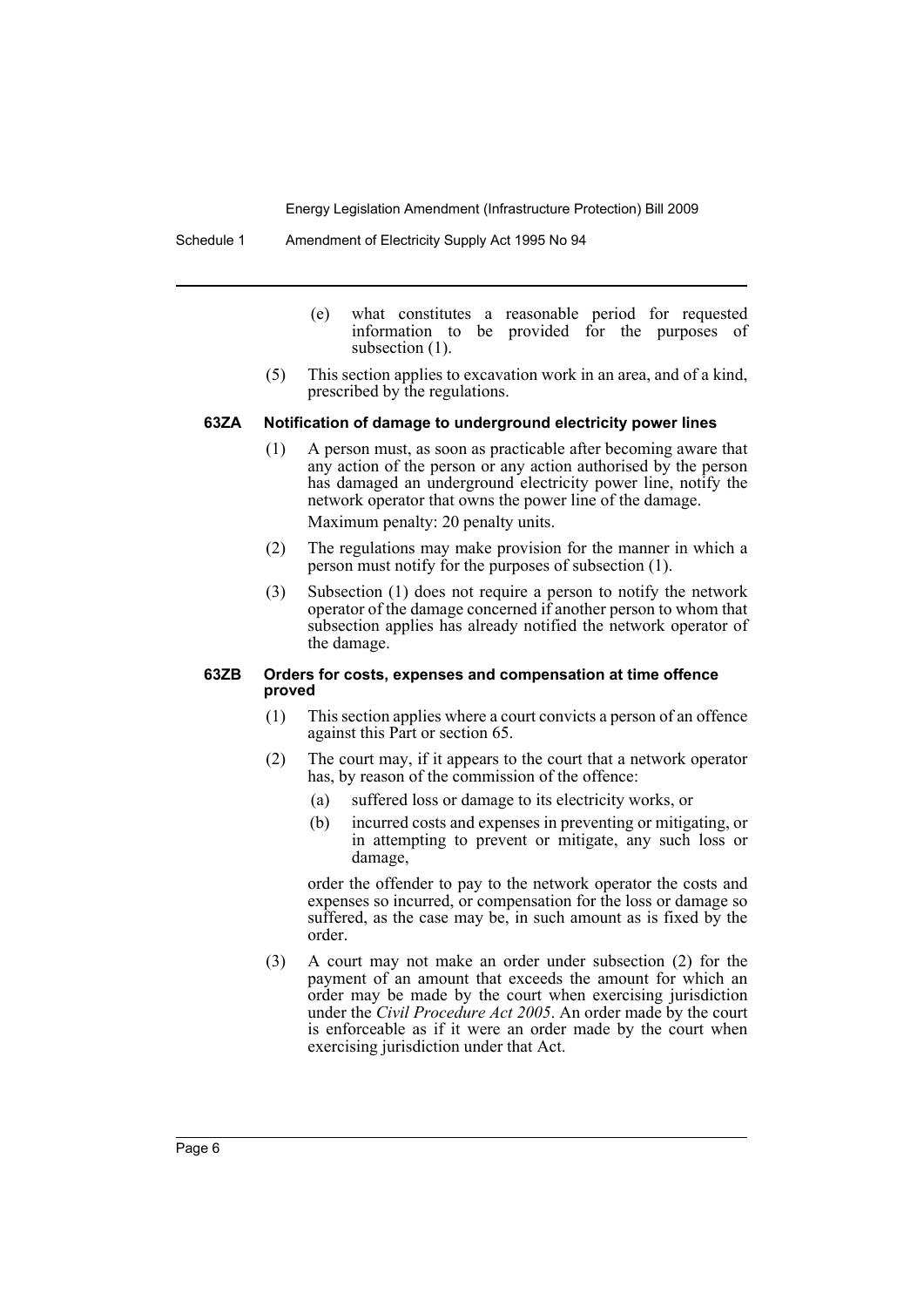(e) what constitutes a reasonable period for requested information to be provided for the purposes of subsection (1).

(5) This section applies to excavation work in an area, and of a kind, prescribed by the regulations.

#### 63ZA Notification of damage to underground electricity power lines

(1) A person must, as soon as practicable after becoming aware that any action of the person or any action authorised by the person has damaged an underground electricity power line, notify the network operator that owns the power line of the damage.

Maximum penalty: 20 penalty units.

(2) The regulations may make provision for the manner in which a person must notify for the purposes of subsection (1).

(3) Subsection (1) does not require a person to notify the network operator of the damage concerned if another person to whom that subsection applies has already notified the network operator of the damage.

#### 63ZB Orders for costs, expenses and compensation at time offence proved

(1) This section applies where a court convicts a person of an offence against this Part or section 65.

(2) The court may, if it appears to the court that a network operator has, by reason of the commission of the offence:

(a) suffered loss or damage to its electricity works, or

(b) incurred costs and expenses in preventing or mitigating, or in attempting to prevent or mitigate, any such loss or damage,

order the offender to pay to the network operator the costs and expenses so incurred, or compensation for the loss or damage so suffered, as the case may be, in such amount as is fixed by the order.

(3) A court may not make an order under subsection (2) for the payment of an amount that exceeds the amount for which an order may be made by the court when exercising jurisdiction under the *Civil Procedure Act 2005*. An order made by the court is enforceable as if it were an order made by the court when exercising jurisdiction under that Act.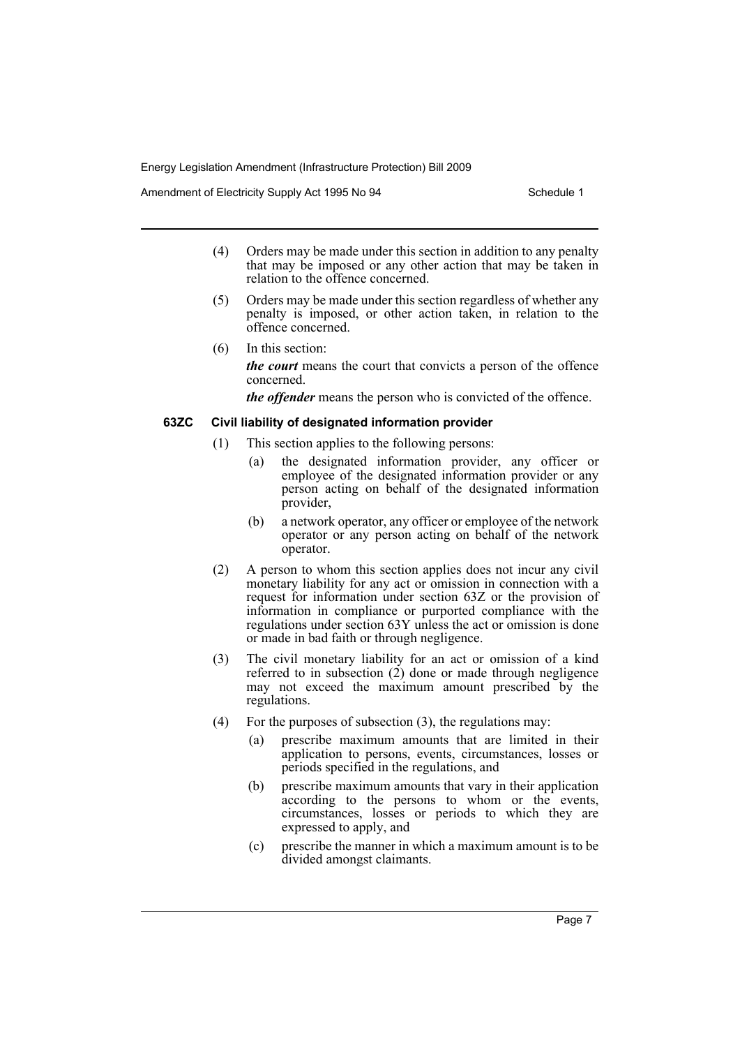(4) Orders may be made under this section in addition to any penalty that may be imposed or any other action that may be taken in relation to the offence concerned.

(5) Orders may be made under this section regardless of whether any penalty is imposed, or other action taken, in relation to the offence concerned.

(6) In this section:

***the court*** means the court that convicts a person of the offence concerned.

***the offender*** means the person who is convicted of the offence.

#### 63ZC Civil liability of designated information provider

(1) This section applies to the following persons:

(a) the designated information provider, any officer or employee of the designated information provider or any person acting on behalf of the designated information provider,

(b) a network operator, any officer or employee of the network operator or any person acting on behalf of the network operator.

(2) A person to whom this section applies does not incur any civil monetary liability for any act or omission in connection with a request for information under section 63Z or the provision of information in compliance or purported compliance with the regulations under section 63Y unless the act or omission is done or made in bad faith or through negligence.

(3) The civil monetary liability for an act or omission of a kind referred to in subsection (2) done or made through negligence may not exceed the maximum amount prescribed by the regulations.

(4) For the purposes of subsection (3), the regulations may:

(a) prescribe maximum amounts that are limited in their application to persons, events, circumstances, losses or periods specified in the regulations, and

(b) prescribe maximum amounts that vary in their application according to the persons to whom or the events, circumstances, losses or periods to which they are expressed to apply, and

(c) prescribe the manner in which a maximum amount is to be divided amongst claimants.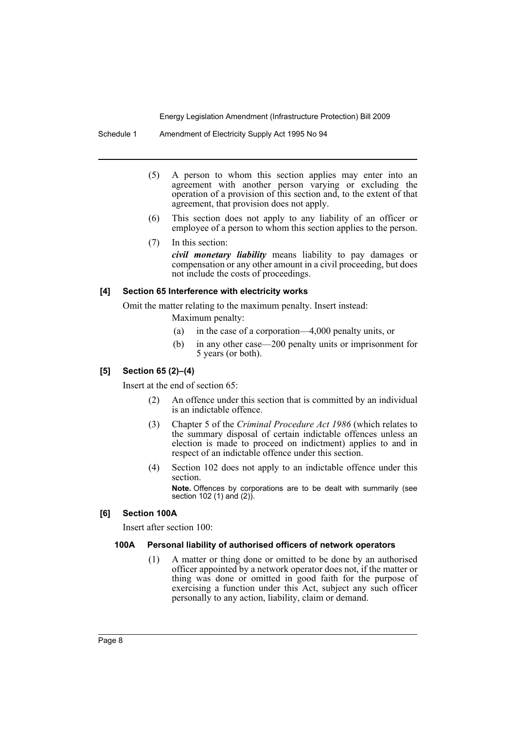(5) A person to whom this section applies may enter into an agreement with another person varying or excluding the operation of a provision of this section and, to the extent of that agreement, that provision does not apply.

(6) This section does not apply to any liability of an officer or employee of a person to whom this section applies to the person.

(7) In this section:

***civil monetary liability*** means liability to pay damages or compensation or any other amount in a civil proceeding, but does not include the costs of proceedings.

#### [4] Section 65 Interference with electricity works

Omit the matter relating to the maximum penalty. Insert instead:

Maximum penalty:

(a) in the case of a corporation—4,000 penalty units, or

(b) in any other case—200 penalty units or imprisonment for 5 years (or both).

#### [5] Section 65 (2)–(4)

Insert at the end of section 65:

(2) An offence under this section that is committed by an individual is an indictable offence.

(3) Chapter 5 of the *Criminal Procedure Act 1986* (which relates to the summary disposal of certain indictable offences unless an election is made to proceed on indictment) applies to and in respect of an indictable offence under this section.

(4) Section 102 does not apply to an indictable offence under this section.

**Note.** Offences by corporations are to be dealt with summarily (see section 102 (1) and (2)).

#### [6] Section 100A

Insert after section 100:

#### 100A Personal liability of authorised officers of network operators

(1) A matter or thing done or omitted to be done by an authorised officer appointed by a network operator does not, if the matter or thing was done or omitted in good faith for the purpose of exercising a function under this Act, subject any such officer personally to any action, liability, claim or demand.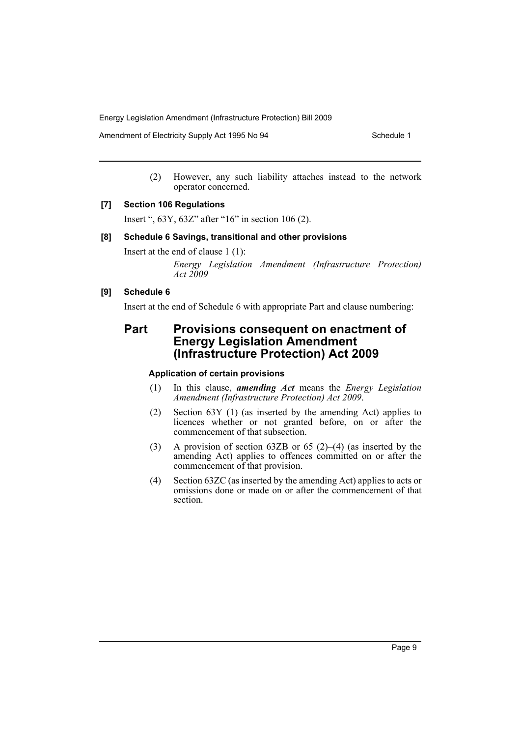(2) However, any such liability attaches instead to the network operator concerned.

### [7] Section 106 Regulations

Insert ", 63Y, 63Z" after "16" in section 106 (2).

### [8] Schedule 6 Savings, transitional and other provisions

Insert at the end of clause 1 (1):

*Energy Legislation Amendment (Infrastructure Protection) Act 2009*

### [9] Schedule 6

Insert at the end of Schedule 6 with appropriate Part and clause numbering:

## Part Provisions consequent on enactment of Energy Legislation Amendment (Infrastructure Protection) Act 2009

#### Application of certain provisions

(1) In this clause, ***amending Act*** means the *Energy Legislation Amendment (Infrastructure Protection) Act 2009*.

(2) Section 63Y (1) (as inserted by the amending Act) applies to licences whether or not granted before, on or after the commencement of that subsection.

(3) A provision of section 63ZB or 65 (2)–(4) (as inserted by the amending Act) applies to offences committed on or after the commencement of that provision.

(4) Section 63ZC (as inserted by the amending Act) applies to acts or omissions done or made on or after the commencement of that section.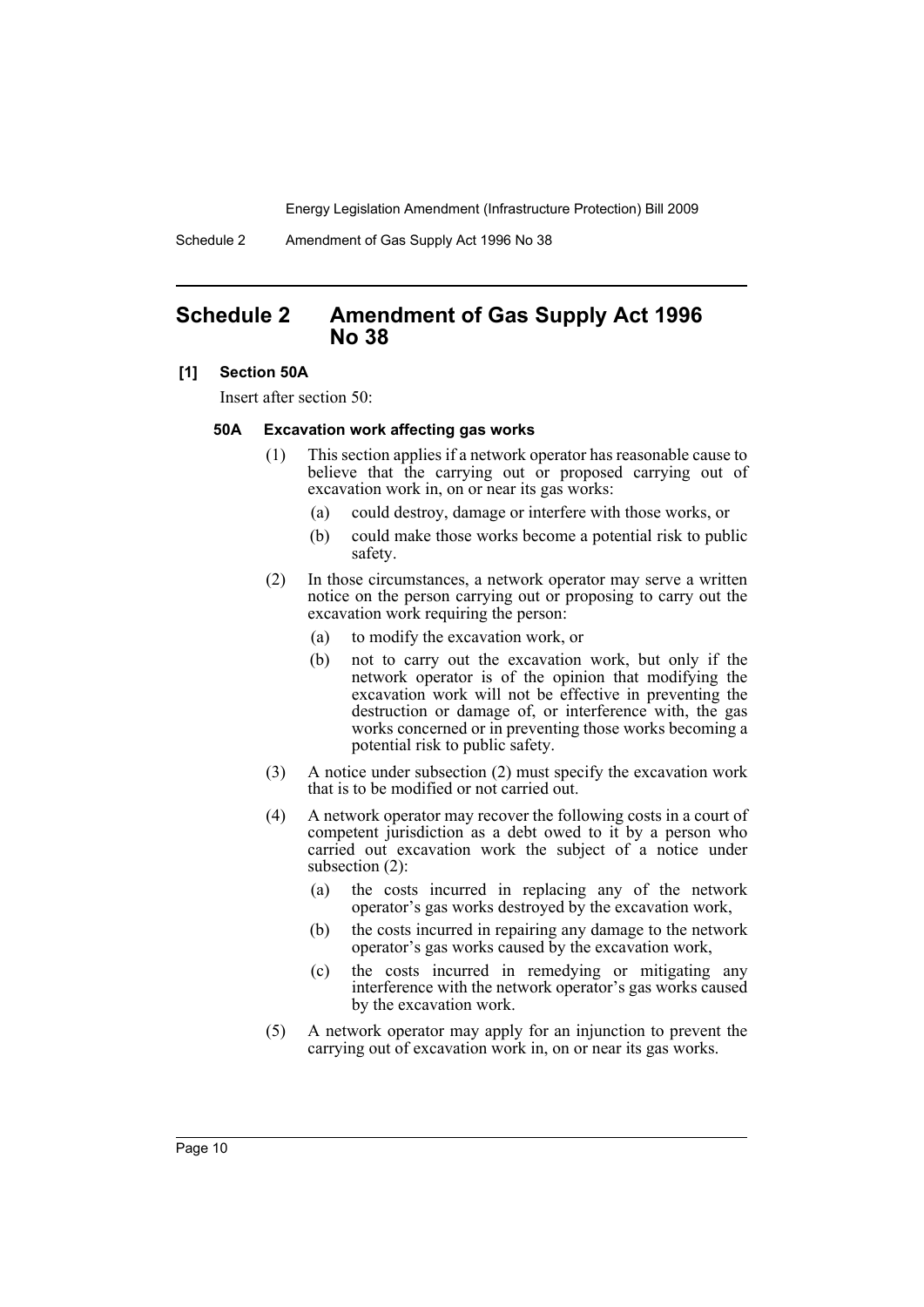# Schedule 2 Amendment of Gas Supply Act 1996 No 38

**[1] Section 50A**

Insert after section 50:

**50A Excavation work affecting gas works**

(1) This section applies if a network operator has reasonable cause to believe that the carrying out or proposed carrying out of excavation work in, on or near its gas works:

(a) could destroy, damage or interfere with those works, or

(b) could make those works become a potential risk to public safety.

(2) In those circumstances, a network operator may serve a written notice on the person carrying out or proposing to carry out the excavation work requiring the person:

(a) to modify the excavation work, or

(b) not to carry out the excavation work, but only if the network operator is of the opinion that modifying the excavation work will not be effective in preventing the destruction or damage of, or interference with, the gas works concerned or in preventing those works becoming a potential risk to public safety.

(3) A notice under subsection (2) must specify the excavation work that is to be modified or not carried out.

(4) A network operator may recover the following costs in a court of competent jurisdiction as a debt owed to it by a person who carried out excavation work the subject of a notice under subsection (2):

(a) the costs incurred in replacing any of the network operator's gas works destroyed by the excavation work,

(b) the costs incurred in repairing any damage to the network operator's gas works caused by the excavation work,

(c) the costs incurred in remedying or mitigating any interference with the network operator's gas works caused by the excavation work.

(5) A network operator may apply for an injunction to prevent the carrying out of excavation work in, on or near its gas works.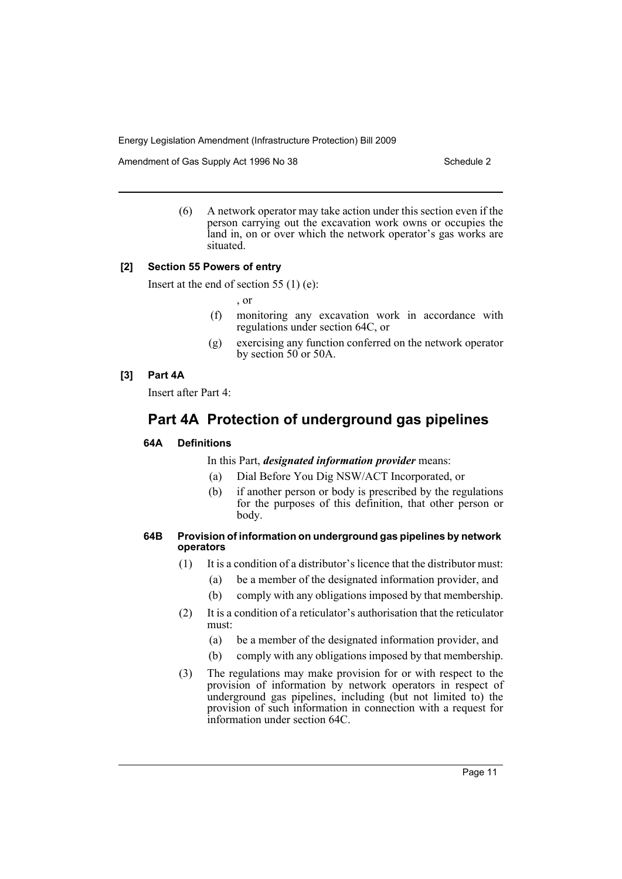(6) A network operator may take action under this section even if the person carrying out the excavation work owns or occupies the land in, on or over which the network operator's gas works are situated.

**[2] Section 55 Powers of entry**

Insert at the end of section 55 (1) (e):

, or

(f) monitoring any excavation work in accordance with regulations under section 64C, or

(g) exercising any function conferred on the network operator by section 50 or 50A.

**[3] Part 4A**

Insert after Part 4:

## Part 4A Protection of underground gas pipelines

### 64A Definitions

In this Part, ***designated information provider*** means:

(a) Dial Before You Dig NSW/ACT Incorporated, or

(b) if another person or body is prescribed by the regulations for the purposes of this definition, that other person or body.

### 64B Provision of information on underground gas pipelines by network operators

(1) It is a condition of a distributor's licence that the distributor must:

(a) be a member of the designated information provider, and

(b) comply with any obligations imposed by that membership.

(2) It is a condition of a reticulator's authorisation that the reticulator must:

(a) be a member of the designated information provider, and

(b) comply with any obligations imposed by that membership.

(3) The regulations may make provision for or with respect to the provision of information by network operators in respect of underground gas pipelines, including (but not limited to) the provision of such information in connection with a request for information under section 64C.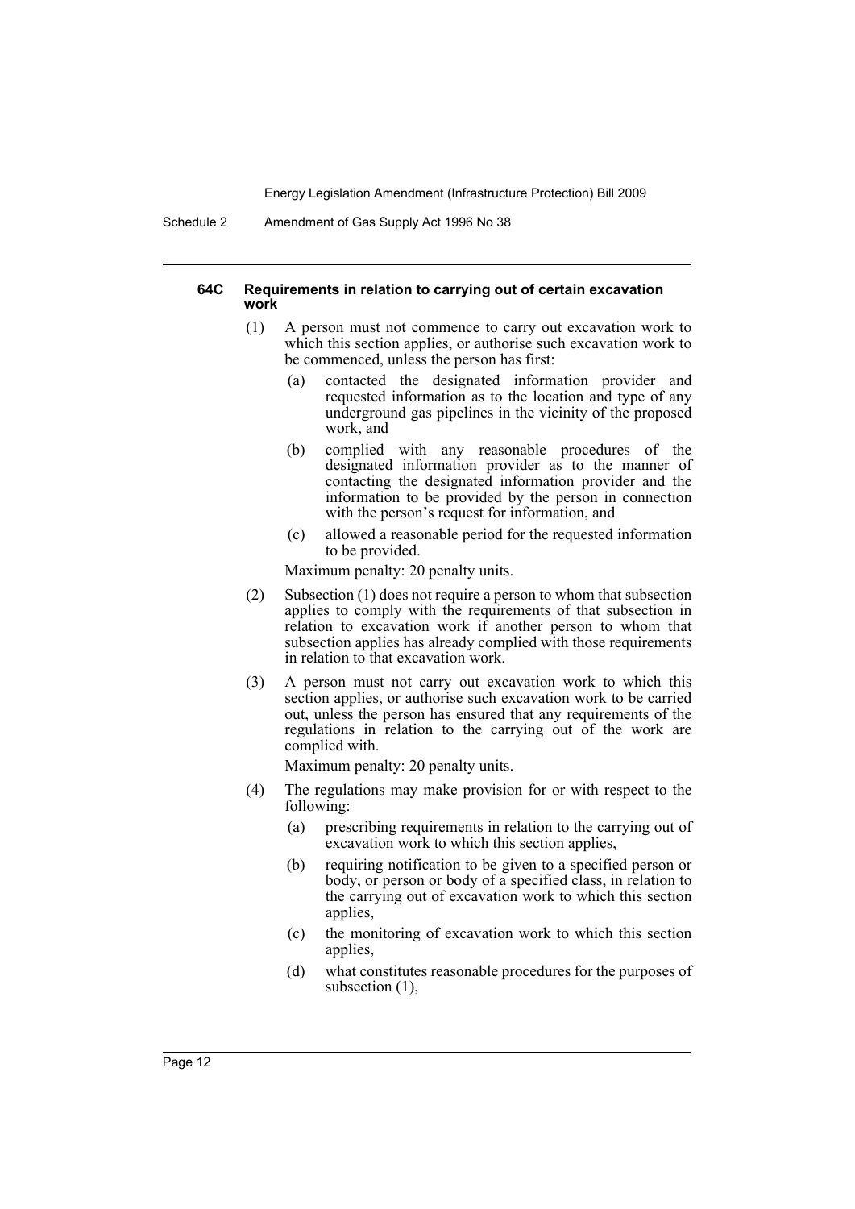#### 64C Requirements in relation to carrying out of certain excavation work

(1) A person must not commence to carry out excavation work to which this section applies, or authorise such excavation work to be commenced, unless the person has first:

(a) contacted the designated information provider and requested information as to the location and type of any underground gas pipelines in the vicinity of the proposed work, and

(b) complied with any reasonable procedures of the designated information provider as to the manner of contacting the designated information provider and the information to be provided by the person in connection with the person's request for information, and

(c) allowed a reasonable period for the requested information to be provided.

Maximum penalty: 20 penalty units.

(2) Subsection (1) does not require a person to whom that subsection applies to comply with the requirements of that subsection in relation to excavation work if another person to whom that subsection applies has already complied with those requirements in relation to that excavation work.

(3) A person must not carry out excavation work to which this section applies, or authorise such excavation work to be carried out, unless the person has ensured that any requirements of the regulations in relation to the carrying out of the work are complied with.

Maximum penalty: 20 penalty units.

(4) The regulations may make provision for or with respect to the following:

(a) prescribing requirements in relation to the carrying out of excavation work to which this section applies,

(b) requiring notification to be given to a specified person or body, or person or body of a specified class, in relation to the carrying out of excavation work to which this section applies,

(c) the monitoring of excavation work to which this section applies,

(d) what constitutes reasonable procedures for the purposes of subsection (1),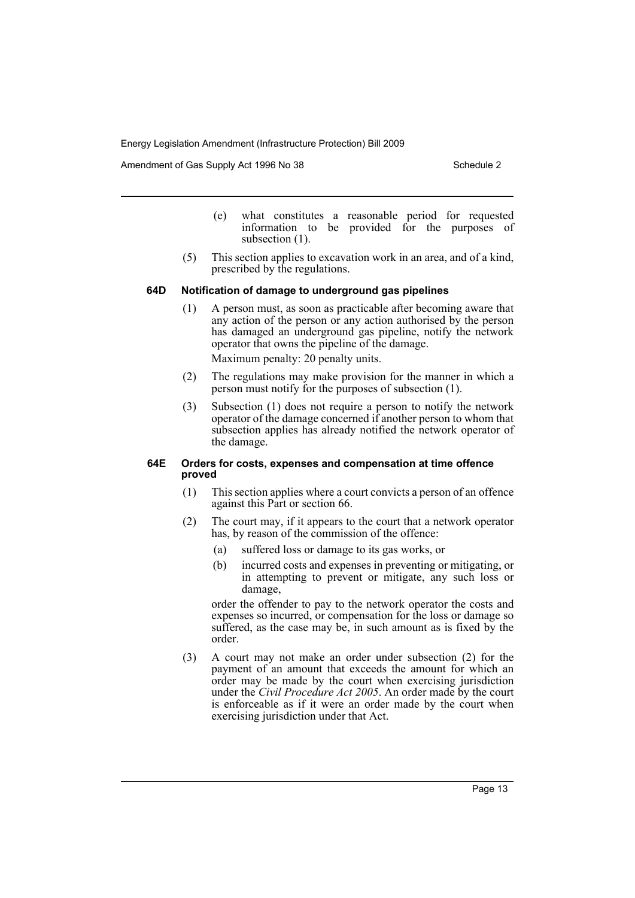(e) what constitutes a reasonable period for requested information to be provided for the purposes of subsection (1).

(5) This section applies to excavation work in an area, and of a kind, prescribed by the regulations.

**64D Notification of damage to underground gas pipelines**

(1) A person must, as soon as practicable after becoming aware that any action of the person or any action authorised by the person has damaged an underground gas pipeline, notify the network operator that owns the pipeline of the damage.

Maximum penalty: 20 penalty units.

(2) The regulations may make provision for the manner in which a person must notify for the purposes of subsection (1).

(3) Subsection (1) does not require a person to notify the network operator of the damage concerned if another person to whom that subsection applies has already notified the network operator of the damage.

**64E Orders for costs, expenses and compensation at time offence proved**

(1) This section applies where a court convicts a person of an offence against this Part or section 66.

(2) The court may, if it appears to the court that a network operator has, by reason of the commission of the offence:

(a) suffered loss or damage to its gas works, or

(b) incurred costs and expenses in preventing or mitigating, or in attempting to prevent or mitigate, any such loss or damage,

order the offender to pay to the network operator the costs and expenses so incurred, or compensation for the loss or damage so suffered, as the case may be, in such amount as is fixed by the order.

(3) A court may not make an order under subsection (2) for the payment of an amount that exceeds the amount for which an order may be made by the court when exercising jurisdiction under the *Civil Procedure Act 2005*. An order made by the court is enforceable as if it were an order made by the court when exercising jurisdiction under that Act.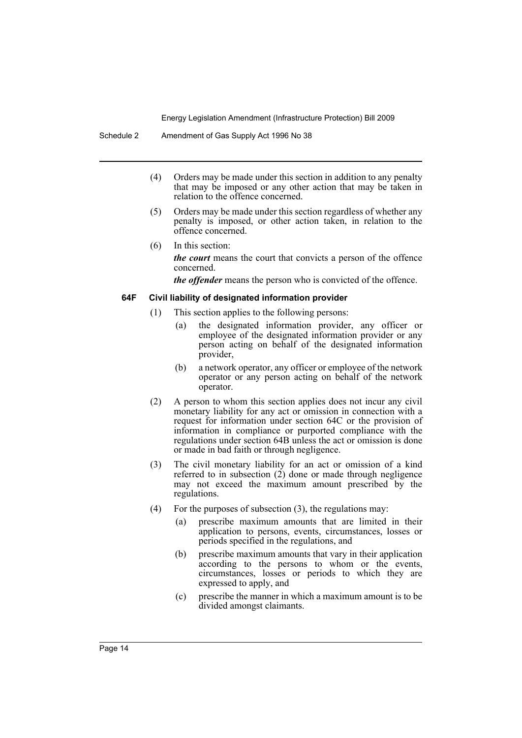(4) Orders may be made under this section in addition to any penalty that may be imposed or any other action that may be taken in relation to the offence concerned.

(5) Orders may be made under this section regardless of whether any penalty is imposed, or other action taken, in relation to the offence concerned.

(6) In this section:

***the court*** means the court that convicts a person of the offence concerned.

***the offender*** means the person who is convicted of the offence.

### 64F Civil liability of designated information provider

(1) This section applies to the following persons:

(a) the designated information provider, any officer or employee of the designated information provider or any person acting on behalf of the designated information provider,

(b) a network operator, any officer or employee of the network operator or any person acting on behalf of the network operator.

(2) A person to whom this section applies does not incur any civil monetary liability for any act or omission in connection with a request for information under section 64C or the provision of information in compliance or purported compliance with the regulations under section 64B unless the act or omission is done or made in bad faith or through negligence.

(3) The civil monetary liability for an act or omission of a kind referred to in subsection (2) done or made through negligence may not exceed the maximum amount prescribed by the regulations.

(4) For the purposes of subsection (3), the regulations may:

(a) prescribe maximum amounts that are limited in their application to persons, events, circumstances, losses or periods specified in the regulations, and

(b) prescribe maximum amounts that vary in their application according to the persons to whom or the events, circumstances, losses or periods to which they are expressed to apply, and

(c) prescribe the manner in which a maximum amount is to be divided amongst claimants.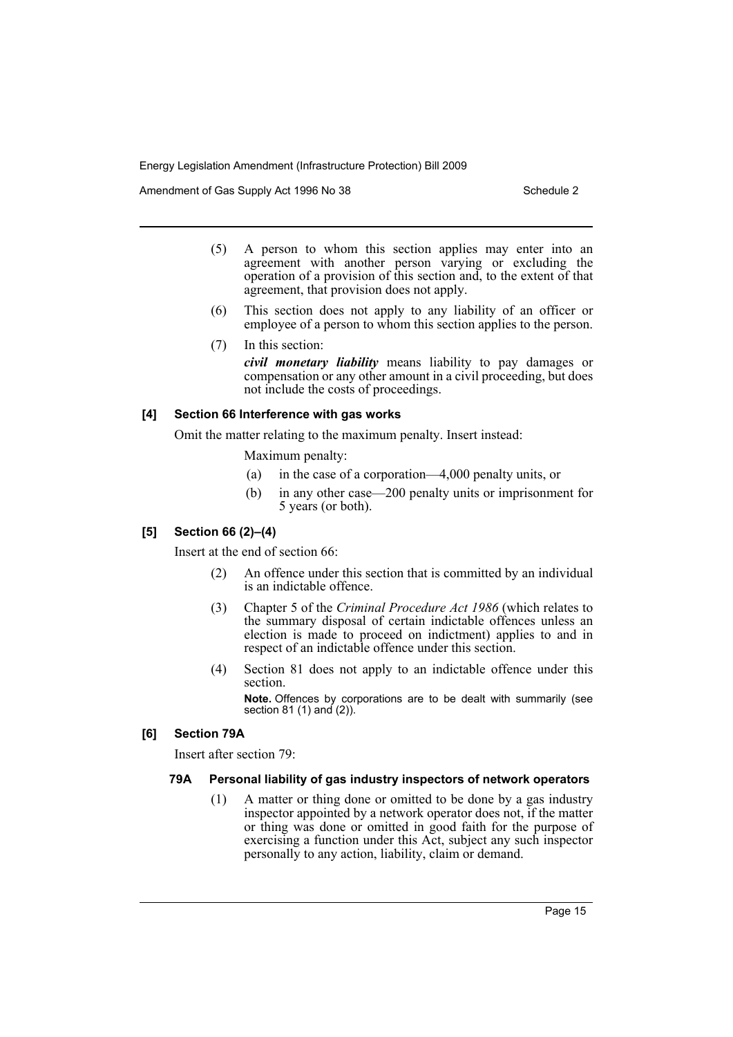(5) A person to whom this section applies may enter into an agreement with another person varying or excluding the operation of a provision of this section and, to the extent of that agreement, that provision does not apply.

(6) This section does not apply to any liability of an officer or employee of a person to whom this section applies to the person.

(7) In this section:

***civil monetary liability*** means liability to pay damages or compensation or any other amount in a civil proceeding, but does not include the costs of proceedings.

#### [4] Section 66 Interference with gas works

Omit the matter relating to the maximum penalty. Insert instead:

Maximum penalty:

(a) in the case of a corporation—4,000 penalty units, or

(b) in any other case—200 penalty units or imprisonment for 5 years (or both).

#### [5] Section 66 (2)–(4)

Insert at the end of section 66:

(2) An offence under this section that is committed by an individual is an indictable offence.

(3) Chapter 5 of the *Criminal Procedure Act 1986* (which relates to the summary disposal of certain indictable offences unless an election is made to proceed on indictment) applies to and in respect of an indictable offence under this section.

(4) Section 81 does not apply to an indictable offence under this section.

**Note.** Offences by corporations are to be dealt with summarily (see section 81 (1) and (2)).

#### [6] Section 79A

Insert after section 79:

#### 79A Personal liability of gas industry inspectors of network operators

(1) A matter or thing done or omitted to be done by a gas industry inspector appointed by a network operator does not, if the matter or thing was done or omitted in good faith for the purpose of exercising a function under this Act, subject any such inspector personally to any action, liability, claim or demand.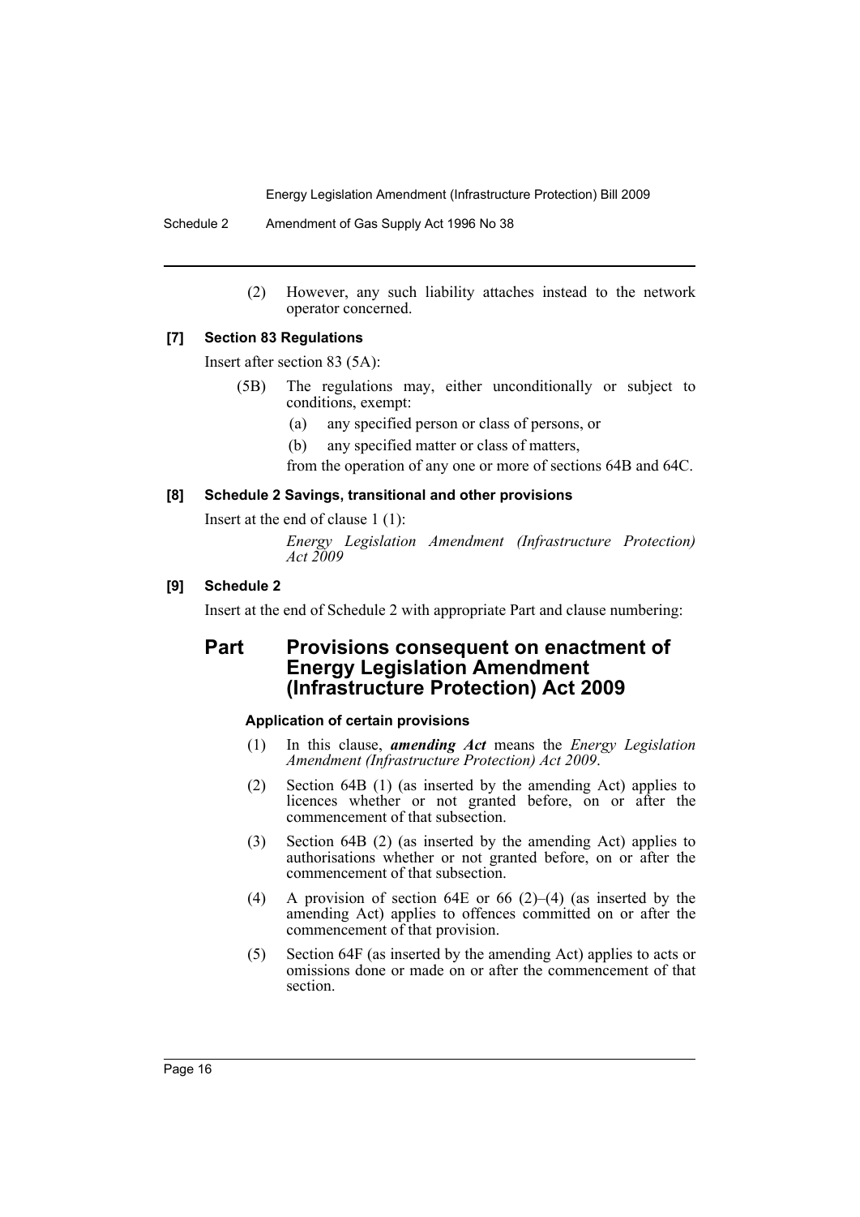(2) However, any such liability attaches instead to the network operator concerned.

### [7] Section 83 Regulations

Insert after section 83 (5A):

(5B) The regulations may, either unconditionally or subject to conditions, exempt:

(a) any specified person or class of persons, or

(b) any specified matter or class of matters,

from the operation of any one or more of sections 64B and 64C.

### [8] Schedule 2 Savings, transitional and other provisions

Insert at the end of clause 1 (1):

*Energy Legislation Amendment (Infrastructure Protection) Act 2009*

### [9] Schedule 2

Insert at the end of Schedule 2 with appropriate Part and clause numbering:

## Part Provisions consequent on enactment of Energy Legislation Amendment (Infrastructure Protection) Act 2009

#### Application of certain provisions

(1) In this clause, ***amending Act*** means the *Energy Legislation Amendment (Infrastructure Protection) Act 2009*.

(2) Section 64B (1) (as inserted by the amending Act) applies to licences whether or not granted before, on or after the commencement of that subsection.

(3) Section 64B (2) (as inserted by the amending Act) applies to authorisations whether or not granted before, on or after the commencement of that subsection.

(4) A provision of section 64E or 66 (2)–(4) (as inserted by the amending Act) applies to offences committed on or after the commencement of that provision.

(5) Section 64F (as inserted by the amending Act) applies to acts or omissions done or made on or after the commencement of that section.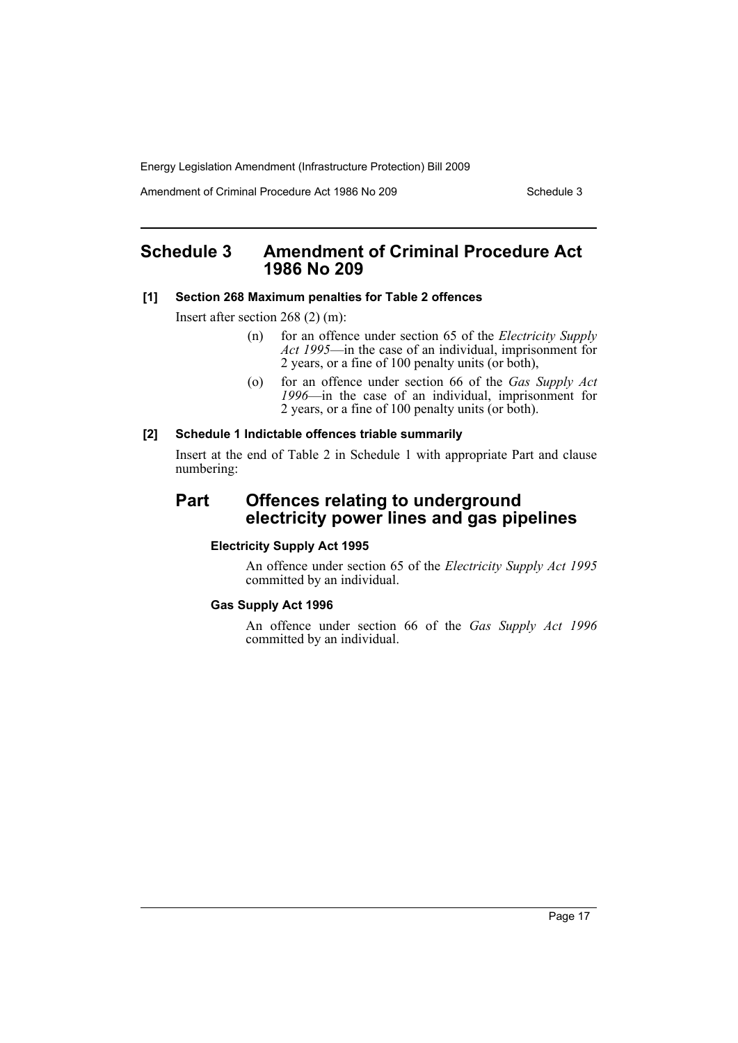# Schedule 3 Amendment of Criminal Procedure Act 1986 No 209

**[1] Section 268 Maximum penalties for Table 2 offences**

Insert after section 268 (2) (m):

(n) for an offence under section 65 of the *Electricity Supply Act 1995*—in the case of an individual, imprisonment for 2 years, or a fine of 100 penalty units (or both),

(o) for an offence under section 66 of the *Gas Supply Act 1996*—in the case of an individual, imprisonment for 2 years, or a fine of 100 penalty units (or both).

**[2] Schedule 1 Indictable offences triable summarily**

Insert at the end of Table 2 in Schedule 1 with appropriate Part and clause numbering:

## Part Offences relating to underground electricity power lines and gas pipelines

**Electricity Supply Act 1995**

An offence under section 65 of the *Electricity Supply Act 1995* committed by an individual.

**Gas Supply Act 1996**

An offence under section 66 of the *Gas Supply Act 1996* committed by an individual.